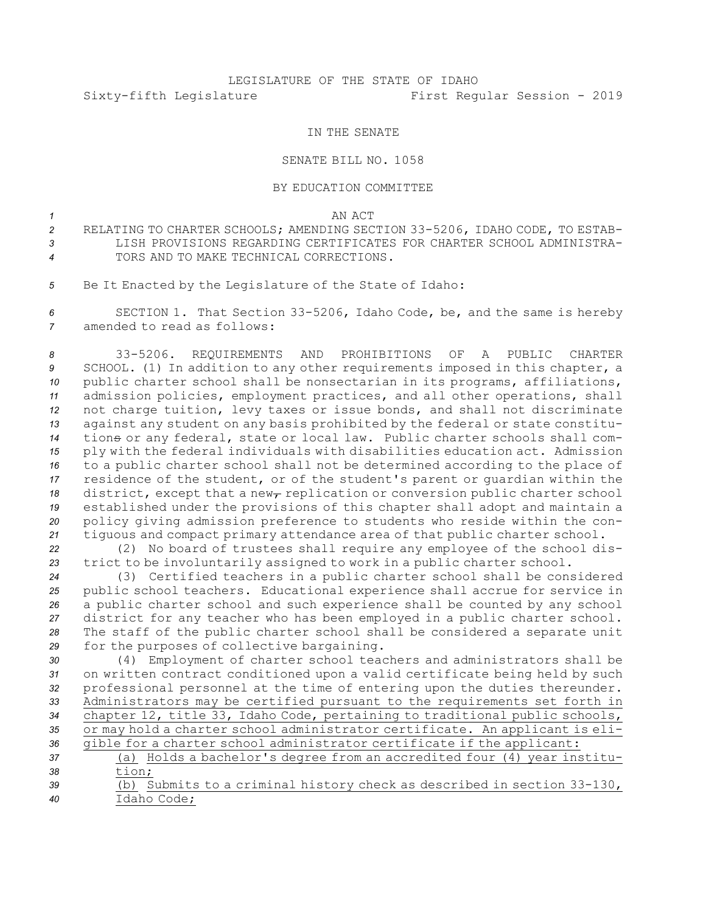LEGISLATURE OF THE STATE OF IDAHO

Sixty-fifth Legislature First Regular Session - 2019

IN THE SENATE

SENATE BILL NO. 1058

BY EDUCATION COMMITTEE

AN ACT

RELATING TO CHARTER SCHOOLS; AMENDING SECTION 33-5206, IDAHO CODE, TO ESTABLISH PROVISIONS REGARDING CERTIFICATES FOR CHARTER SCHOOL ADMINISTRATORS AND TO MAKE TECHNICAL CORRECTIONS.

Be It Enacted by the Legislature of the State of Idaho:

SECTION 1. That Section 33-5206, Idaho Code, be, and the same is hereby amended to read as follows:

33-5206. REQUIREMENTS AND PROHIBITIONS OF A PUBLIC CHARTER SCHOOL. (1) In addition to any other requirements imposed in this chapter, a public charter school shall be nonsectarian in its programs, affiliations, admission policies, employment practices, and all other operations, shall not charge tuition, levy taxes or issue bonds, and shall not discriminate against any student on any basis prohibited by the federal or state constitutions or any federal, state or local law. Public charter schools shall comply with the federal individuals with disabilities education act. Admission to a public charter school shall not be determined according to the place of residence of the student, or of the student's parent or guardian within the district, except that a new, replication or conversion public charter school established under the provisions of this chapter shall adopt and maintain a policy giving admission preference to students who reside within the contiguous and compact primary attendance area of that public charter school.

(2) No board of trustees shall require any employee of the school district to be involuntarily assigned to work in a public charter school.

(3) Certified teachers in a public charter school shall be considered public school teachers. Educational experience shall accrue for service in a public charter school and such experience shall be counted by any school district for any teacher who has been employed in a public charter school. The staff of the public charter school shall be considered a separate unit for the purposes of collective bargaining.

(4) Employment of charter school teachers and administrators shall be on written contract conditioned upon a valid certificate being held by such professional personnel at the time of entering upon the duties thereunder. Administrators may be certified pursuant to the requirements set forth in chapter 12, title 33, Idaho Code, pertaining to traditional public schools, or may hold a charter school administrator certificate. An applicant is eligible for a charter school administrator certificate if the applicant:

(a) Holds a bachelor's degree from an accredited four (4) year institution;

(b) Submits to a criminal history check as described in section 33-130, Idaho Code;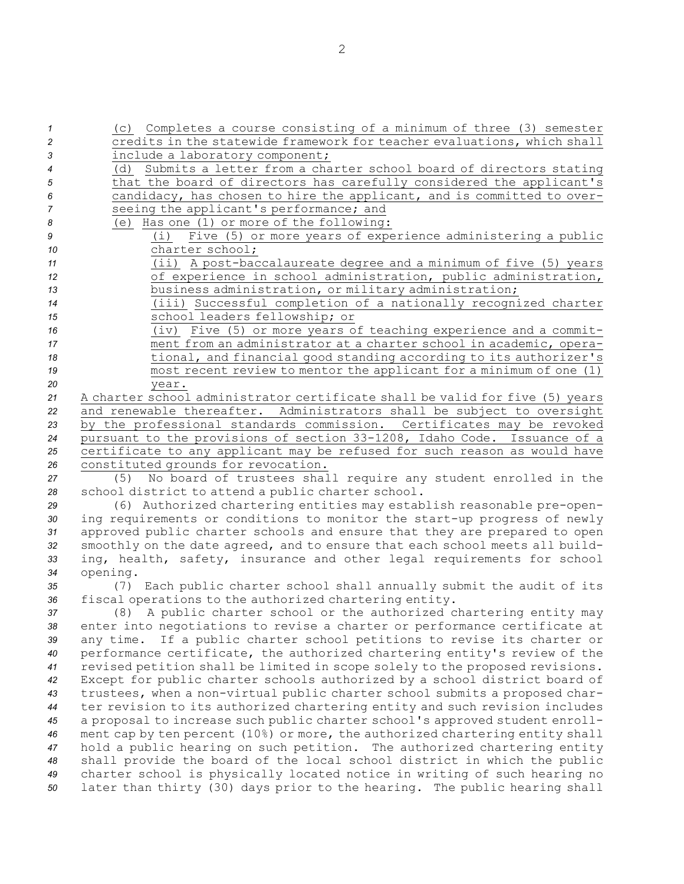(c) Completes a course consisting of a minimum of three (3) semester credits in the statewide framework for teacher evaluations, which shall include a laboratory component;

(d) Submits a letter from a charter school board of directors stating that the board of directors has carefully considered the applicant's candidacy, has chosen to hire the applicant, and is committed to overseeing the applicant's performance; and

(e) Has one (1) or more of the following:

(i) Five (5) or more years of experience administering a public charter school;

(ii) A post-baccalaureate degree and a minimum of five (5) years of experience in school administration, public administration, business administration, or military administration;

(iii) Successful completion of a nationally recognized charter school leaders fellowship; or

(iv) Five (5) or more years of teaching experience and a commitment from an administrator at a charter school in academic, operational, and financial good standing according to its authorizer's most recent review to mentor the applicant for a minimum of one (1) year.

A charter school administrator certificate shall be valid for five (5) years and renewable thereafter. Administrators shall be subject to oversight by the professional standards commission. Certificates may be revoked pursuant to the provisions of section 33-1208, Idaho Code. Issuance of a certificate to any applicant may be refused for such reason as would have constituted grounds for revocation.

(5) No board of trustees shall require any student enrolled in the school district to attend a public charter school.

(6) Authorized chartering entities may establish reasonable pre-opening requirements or conditions to monitor the start-up progress of newly approved public charter schools and ensure that they are prepared to open smoothly on the date agreed, and to ensure that each school meets all building, health, safety, insurance and other legal requirements for school opening.

(7) Each public charter school shall annually submit the audit of its fiscal operations to the authorized chartering entity.

(8) A public charter school or the authorized chartering entity may enter into negotiations to revise a charter or performance certificate at any time. If a public charter school petitions to revise its charter or performance certificate, the authorized chartering entity's review of the revised petition shall be limited in scope solely to the proposed revisions. Except for public charter schools authorized by a school district board of trustees, when a non-virtual public charter school submits a proposed charter revision to its authorized chartering entity and such revision includes a proposal to increase such public charter school's approved student enrollment cap by ten percent (10%) or more, the authorized chartering entity shall hold a public hearing on such petition. The authorized chartering entity shall provide the board of the local school district in which the public charter school is physically located notice in writing of such hearing no later than thirty (30) days prior to the hearing. The public hearing shall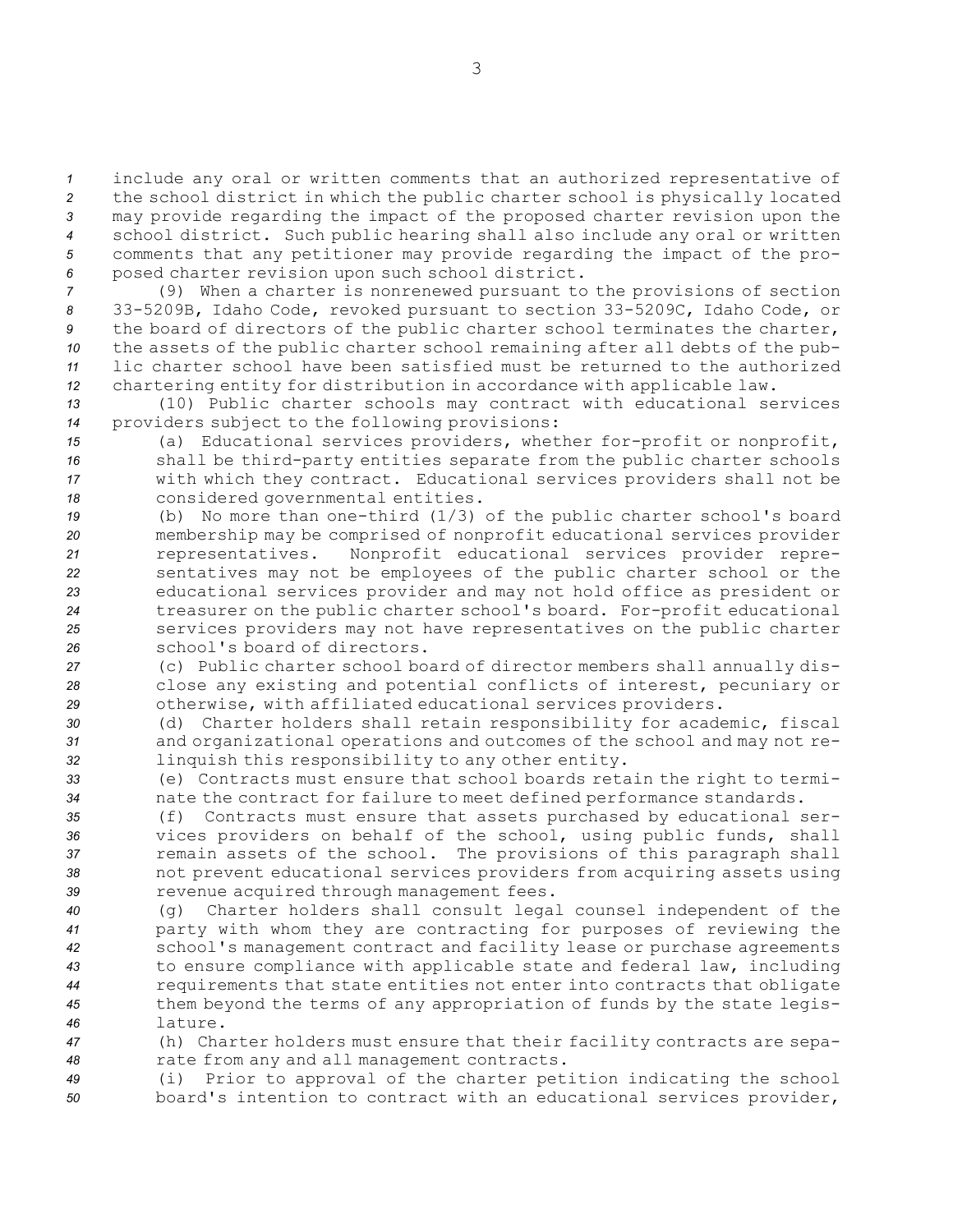include any oral or written comments that an authorized representative of the school district in which the public charter school is physically located may provide regarding the impact of the proposed charter revision upon the school district. Such public hearing shall also include any oral or written comments that any petitioner may provide regarding the impact of the proposed charter revision upon such school district.

(9) When a charter is nonrenewed pursuant to the provisions of section 33-5209B, Idaho Code, revoked pursuant to section 33-5209C, Idaho Code, or the board of directors of the public charter school terminates the charter, the assets of the public charter school remaining after all debts of the public charter school have been satisfied must be returned to the authorized chartering entity for distribution in accordance with applicable law.

(10) Public charter schools may contract with educational services providers subject to the following provisions:

(a) Educational services providers, whether for-profit or nonprofit, shall be third-party entities separate from the public charter schools with which they contract. Educational services providers shall not be considered governmental entities.

(b) No more than one-third (1/3) of the public charter school's board membership may be comprised of nonprofit educational services provider representatives. Nonprofit educational services provider representatives may not be employees of the public charter school or the educational services provider and may not hold office as president or treasurer on the public charter school's board. For-profit educational services providers may not have representatives on the public charter school's board of directors.

(c) Public charter school board of director members shall annually disclose any existing and potential conflicts of interest, pecuniary or otherwise, with affiliated educational services providers.

(d) Charter holders shall retain responsibility for academic, fiscal and organizational operations and outcomes of the school and may not relinquish this responsibility to any other entity.

(e) Contracts must ensure that school boards retain the right to terminate the contract for failure to meet defined performance standards.

(f) Contracts must ensure that assets purchased by educational services providers on behalf of the school, using public funds, shall remain assets of the school. The provisions of this paragraph shall not prevent educational services providers from acquiring assets using revenue acquired through management fees.

(g) Charter holders shall consult legal counsel independent of the party with whom they are contracting for purposes of reviewing the school's management contract and facility lease or purchase agreements to ensure compliance with applicable state and federal law, including requirements that state entities not enter into contracts that obligate them beyond the terms of any appropriation of funds by the state legislature.

(h) Charter holders must ensure that their facility contracts are separate from any and all management contracts.

(i) Prior to approval of the charter petition indicating the school board's intention to contract with an educational services provider,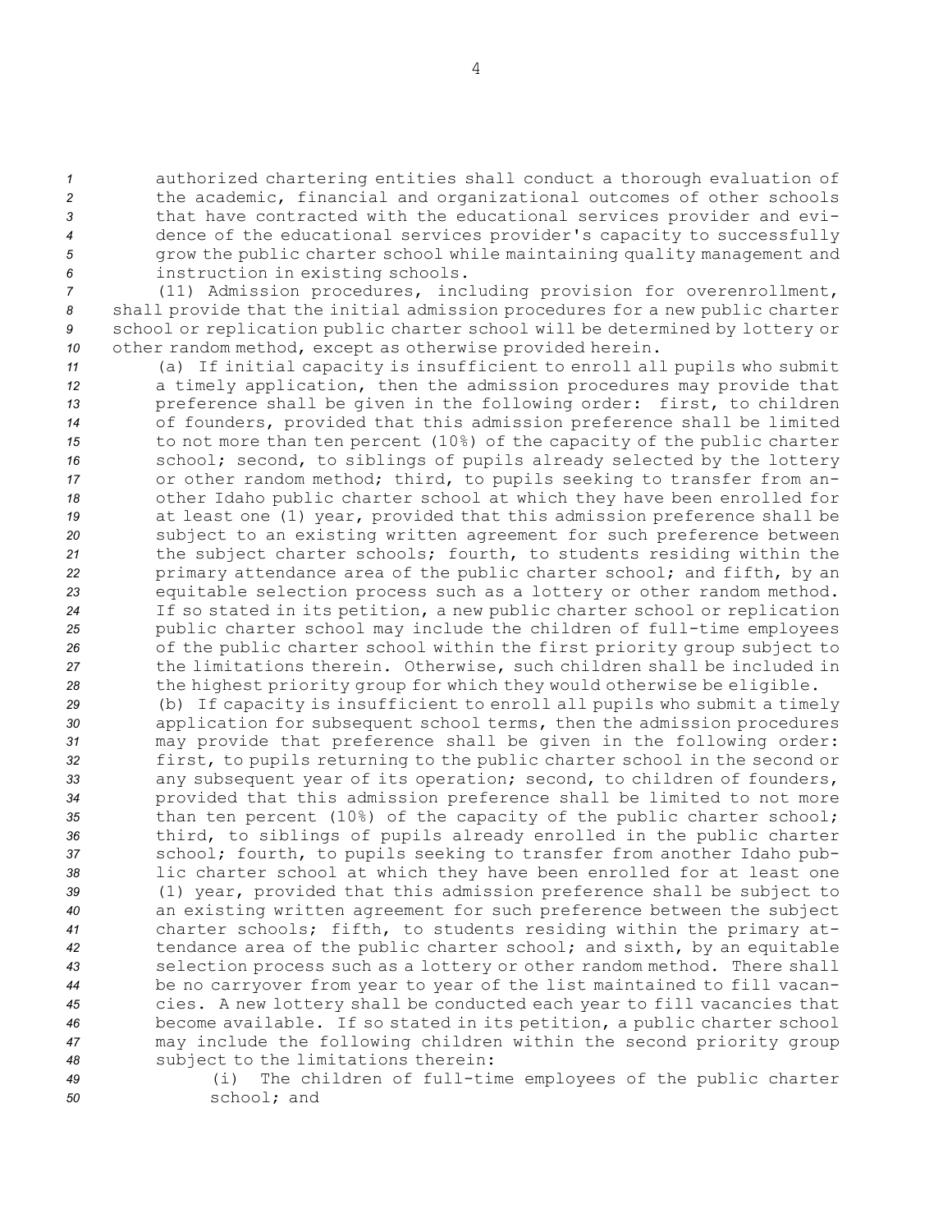authorized chartering entities shall conduct a thorough evaluation of the academic, financial and organizational outcomes of other schools that have contracted with the educational services provider and evidence of the educational services provider's capacity to successfully grow the public charter school while maintaining quality management and instruction in existing schools.

(11) Admission procedures, including provision for overenrollment, shall provide that the initial admission procedures for a new public charter school or replication public charter school will be determined by lottery or other random method, except as otherwise provided herein.

(a) If initial capacity is insufficient to enroll all pupils who submit a timely application, then the admission procedures may provide that preference shall be given in the following order: first, to children of founders, provided that this admission preference shall be limited to not more than ten percent (10%) of the capacity of the public charter school; second, to siblings of pupils already selected by the lottery or other random method; third, to pupils seeking to transfer from another Idaho public charter school at which they have been enrolled for at least one (1) year, provided that this admission preference shall be subject to an existing written agreement for such preference between the subject charter schools; fourth, to students residing within the primary attendance area of the public charter school; and fifth, by an equitable selection process such as a lottery or other random method. If so stated in its petition, a new public charter school or replication public charter school may include the children of full-time employees of the public charter school within the first priority group subject to the limitations therein. Otherwise, such children shall be included in the highest priority group for which they would otherwise be eligible.

(b) If capacity is insufficient to enroll all pupils who submit a timely application for subsequent school terms, then the admission procedures may provide that preference shall be given in the following order: first, to pupils returning to the public charter school in the second or any subsequent year of its operation; second, to children of founders, provided that this admission preference shall be limited to not more than ten percent (10%) of the capacity of the public charter school; third, to siblings of pupils already enrolled in the public charter school; fourth, to pupils seeking to transfer from another Idaho public charter school at which they have been enrolled for at least one (1) year, provided that this admission preference shall be subject to an existing written agreement for such preference between the subject charter schools; fifth, to students residing within the primary attendance area of the public charter school; and sixth, by an equitable selection process such as a lottery or other random method. There shall be no carryover from year to year of the list maintained to fill vacancies. A new lottery shall be conducted each year to fill vacancies that become available. If so stated in its petition, a public charter school may include the following children within the second priority group subject to the limitations therein:

(i) The children of full-time employees of the public charter school; and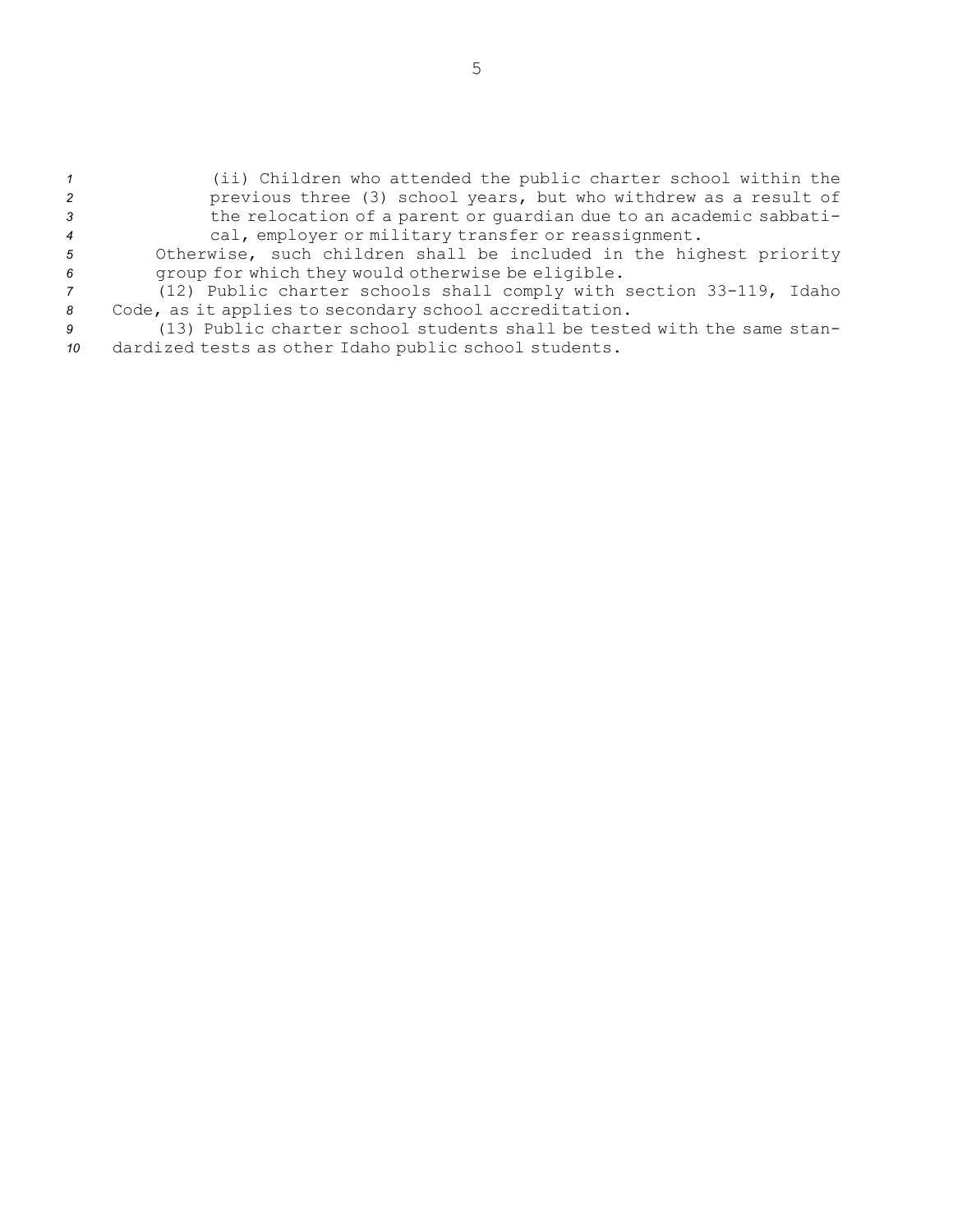(ii) Children who attended the public charter school within the previous three (3) school years, but who withdrew as a result of the relocation of a parent or guardian due to an academic sabbatical, employer or military transfer or reassignment.

Otherwise, such children shall be included in the highest priority group for which they would otherwise be eligible.

(12) Public charter schools shall comply with section 33-119, Idaho Code, as it applies to secondary school accreditation.

(13) Public charter school students shall be tested with the same standardized tests as other Idaho public school students.